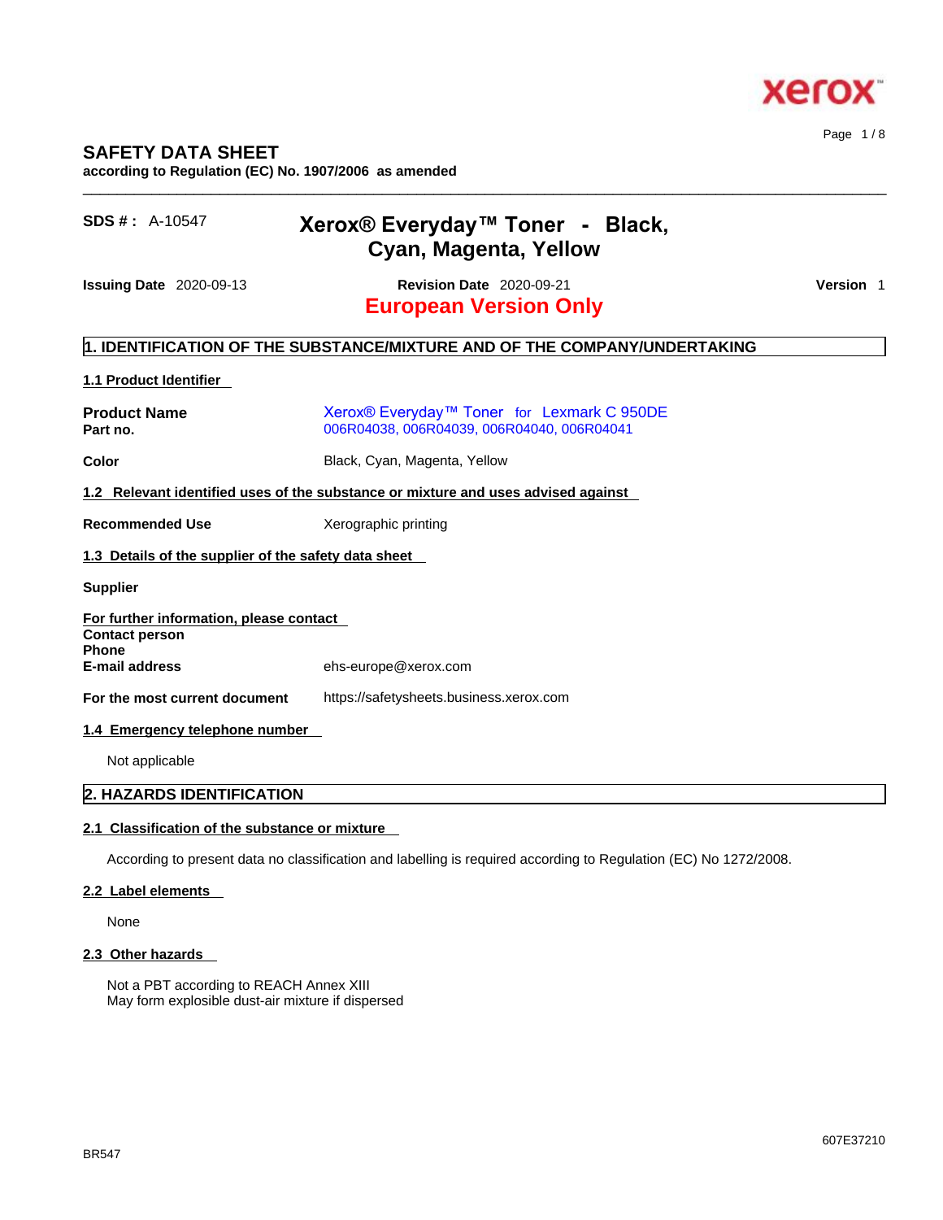# SAFETY DATA SHEET

**according to Regulation (EC) No. 1907/2006 as amended**

**SDS # :** A-10547

## Xerox® Everyday™ Toner - Black, Cyan, Magenta, Yellow

**Issuing Date** 2020-09-13 **Revision Date** 2020-09-21 **Version** 1

**European Version Only**

## 1. IDENTIFICATION OF THE SUBSTANCE/MIXTURE AND OF THE COMPANY/UNDERTAKING

### 1.1 Product Identifier

**Product Name** Xerox® Everyday™ Toner for Lexmark C 950DE
**Part no.** 006R04038, 006R04039, 006R04040, 006R04041

**Color** Black, Cyan, Magenta, Yellow

### 1.2 Relevant identified uses of the substance or mixture and uses advised against

**Recommended Use** Xerographic printing

### 1.3 Details of the supplier of the safety data sheet

**Supplier**

**For further information, please contact**
**Contact person**
**Phone**
**E-mail address** ehs-europe@xerox.com

**For the most current document** https://safetysheets.business.xerox.com

### 1.4 Emergency telephone number

Not applicable

## 2. HAZARDS IDENTIFICATION

### 2.1 Classification of the substance or mixture

According to present data no classification and labelling is required according to Regulation (EC) No 1272/2008.

### 2.2 Label elements

None

### 2.3 Other hazards

Not a PBT according to REACH Annex XIII
May form explosible dust-air mixture if dispersed

BR547

607E37210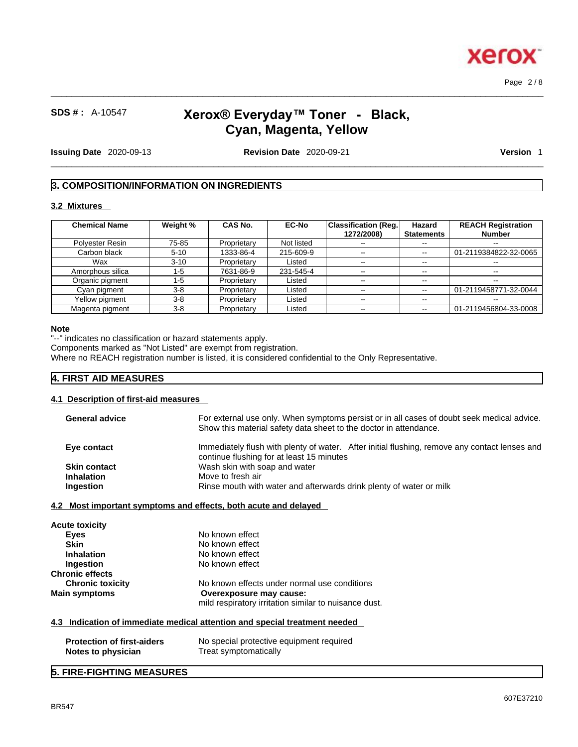## 3. COMPOSITION/INFORMATION ON INGREDIENTS

### 3.2 Mixtures

| Chemical Name | Weight % | CAS No. | EC-No | Classification (Reg. 1272/2008) | Hazard Statements | REACH Registration Number |
|---|---|---|---|---|---|---|
| Polyester Resin | 75-85 | Proprietary | Not listed | -- | -- | -- |
| Carbon black | 5-10 | 1333-86-4 | 215-609-9 | -- | -- | 01-2119384822-32-0065 |
| Wax | 3-10 | Proprietary | Listed | -- | -- | -- |
| Amorphous silica | 1-5 | 7631-86-9 | 231-545-4 | -- | -- | -- |
| Organic pigment | 1-5 | Proprietary | Listed | -- | -- | -- |
| Cyan pigment | 3-8 | Proprietary | Listed | -- | -- | 01-2119458771-32-0044 |
| Yellow pigment | 3-8 | Proprietary | Listed | -- | -- | -- |
| Magenta pigment | 3-8 | Proprietary | Listed | -- | -- | 01-2119456804-33-0008 |

**Note**

"--" indicates no classification or hazard statements apply.
Components marked as "Not Listed" are exempt from registration.
Where no REACH registration number is listed, it is considered confidential to the Only Representative.

## 4. FIRST AID MEASURES

### 4.1 Description of first-aid measures

**General advice** For external use only. When symptoms persist or in all cases of doubt seek medical advice. Show this material safety data sheet to the doctor in attendance.

**Eye contact** Immediately flush with plenty of water. After initial flushing, remove any contact lenses and continue flushing for at least 15 minutes

**Skin contact** Wash skin with soap and water

**Inhalation** Move to fresh air

**Ingestion** Rinse mouth with water and afterwards drink plenty of water or milk

### 4.2 Most important symptoms and effects, both acute and delayed

**Acute toxicity**

**Eyes** No known effect

**Skin** No known effect

**Inhalation** No known effect

**Ingestion** No known effect

**Chronic effects**

**Chronic toxicity** No known effects under normal use conditions

**Main symptoms** **Overexposure may cause:**
mild respiratory irritation similar to nuisance dust.

### 4.3 Indication of immediate medical attention and special treatment needed

**Protection of first-aiders** No special protective equipment required

**Notes to physician** Treat symptomatically

## 5. FIRE-FIGHTING MEASURES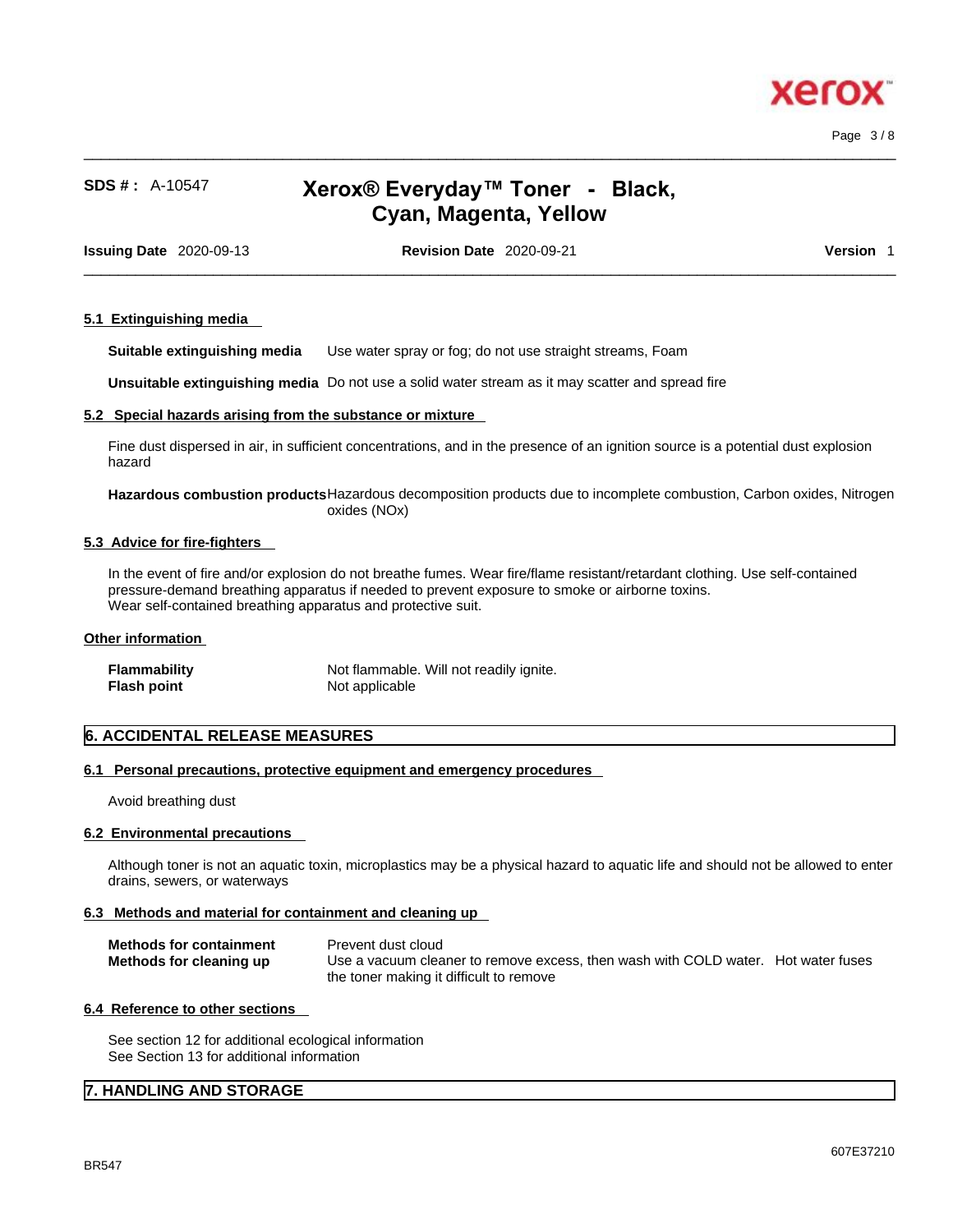#### 5.1 Extinguishing media

**Suitable extinguishing media** Use water spray or fog; do not use straight streams, Foam

**Unsuitable extinguishing media** Do not use a solid water stream as it may scatter and spread fire

#### 5.2 Special hazards arising from the substance or mixture

Fine dust dispersed in air, in sufficient concentrations, and in the presence of an ignition source is a potential dust explosion hazard

**Hazardous combustion products** Hazardous decomposition products due to incomplete combustion, Carbon oxides, Nitrogen oxides (NOx)

#### 5.3 Advice for fire-fighters

In the event of fire and/or explosion do not breathe fumes. Wear fire/flame resistant/retardant clothing. Use self-contained pressure-demand breathing apparatus if needed to prevent exposure to smoke or airborne toxins.
Wear self-contained breathing apparatus and protective suit.

#### Other information

**Flammability** Not flammable. Will not readily ignite.
**Flash point** Not applicable

## 6. ACCIDENTAL RELEASE MEASURES

#### 6.1 Personal precautions, protective equipment and emergency procedures

Avoid breathing dust

#### 6.2 Environmental precautions

Although toner is not an aquatic toxin, microplastics may be a physical hazard to aquatic life and should not be allowed to enter drains, sewers, or waterways

#### 6.3 Methods and material for containment and cleaning up

**Methods for containment** Prevent dust cloud
**Methods for cleaning up** Use a vacuum cleaner to remove excess, then wash with COLD water. Hot water fuses the toner making it difficult to remove

#### 6.4 Reference to other sections

See section 12 for additional ecological information
See Section 13 for additional information

## 7. HANDLING AND STORAGE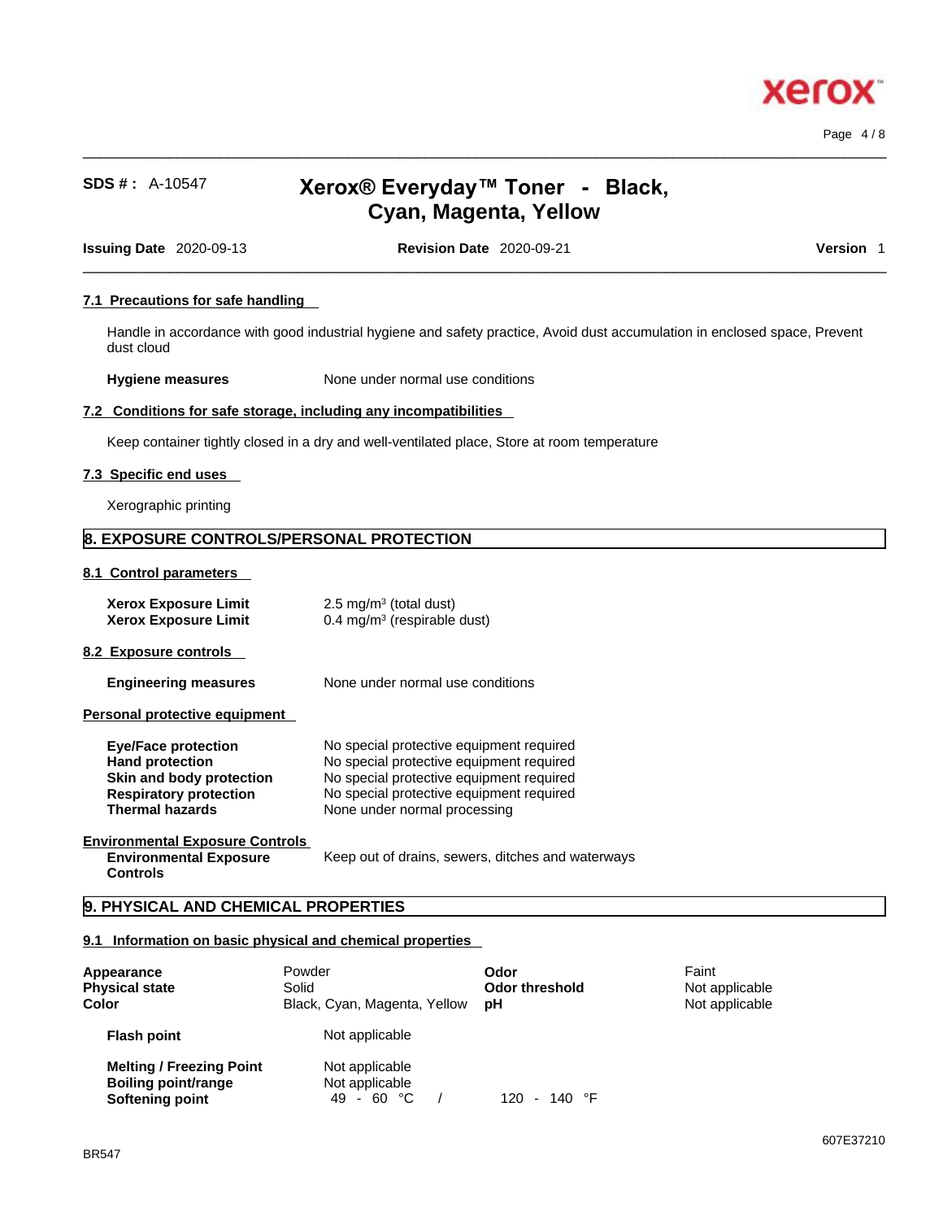#### 7.1 Precautions for safe handling

Handle in accordance with good industrial hygiene and safety practice, Avoid dust accumulation in enclosed space, Prevent dust cloud

**Hygiene measures** None under normal use conditions

#### 7.2 Conditions for safe storage, including any incompatibilities

Keep container tightly closed in a dry and well-ventilated place, Store at room temperature

#### 7.3 Specific end uses

Xerographic printing

## 8. EXPOSURE CONTROLS/PERSONAL PROTECTION

#### 8.1 Control parameters

| | |
|---|---|
| **Xerox Exposure Limit** | 2.5 mg/m³ (total dust) |
| **Xerox Exposure Limit** | 0.4 mg/m³ (respirable dust) |

#### 8.2 Exposure controls

**Engineering measures** None under normal use conditions

#### Personal protective equipment

| | |
|---|---|
| **Eye/Face protection** | No special protective equipment required |
| **Hand protection** | No special protective equipment required |
| **Skin and body protection** | No special protective equipment required |
| **Respiratory protection** | No special protective equipment required |
| **Thermal hazards** | None under normal processing |

#### Environmental Exposure Controls

**Environmental Exposure Controls** Keep out of drains, sewers, ditches and waterways

## 9. PHYSICAL AND CHEMICAL PROPERTIES

#### 9.1 Information on basic physical and chemical properties

| | | | |
|---|---|---|---|
| **Appearance** | Powder | **Odor** | Faint |
| **Physical state** | Solid | **Odor threshold** | Not applicable |
| **Color** | Black, Cyan, Magenta, Yellow | **pH** | Not applicable |

| | | |
|---|---|---|
| **Flash point** | Not applicable | |
| **Melting / Freezing Point** | Not applicable | |
| **Boiling point/range** | Not applicable | |
| **Softening point** | 49 - 60 °C / | 120 - 140 °F |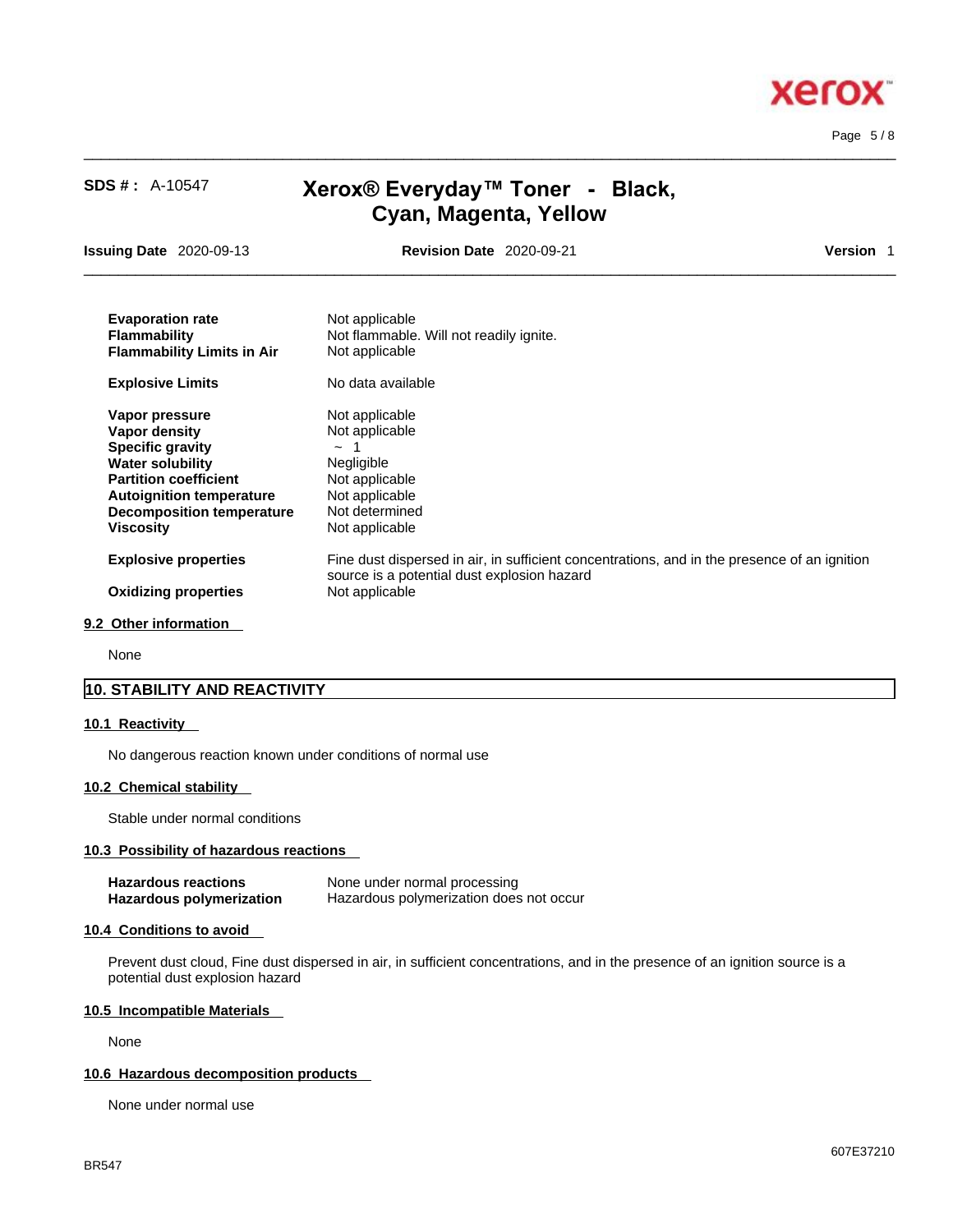| | |
|---|---|
| **Evaporation rate** | Not applicable |
| **Flammability** | Not flammable. Will not readily ignite. |
| **Flammability Limits in Air** | Not applicable |
| **Explosive Limits** | No data available |
| **Vapor pressure** | Not applicable |
| **Vapor density** | Not applicable |
| **Specific gravity** | ~ 1 |
| **Water solubility** | Negligible |
| **Partition coefficient** | Not applicable |
| **Autoignition temperature** | Not applicable |
| **Decomposition temperature** | Not determined |
| **Viscosity** | Not applicable |
| **Explosive properties** | Fine dust dispersed in air, in sufficient concentrations, and in the presence of an ignition source is a potential dust explosion hazard |
| **Oxidizing properties** | Not applicable |

### 9.2 Other information

None

## 10. STABILITY AND REACTIVITY

### 10.1 Reactivity

No dangerous reaction known under conditions of normal use

### 10.2 Chemical stability

Stable under normal conditions

### 10.3 Possibility of hazardous reactions

| | |
|---|---|
| **Hazardous reactions** | None under normal processing |
| **Hazardous polymerization** | Hazardous polymerization does not occur |

### 10.4 Conditions to avoid

Prevent dust cloud, Fine dust dispersed in air, in sufficient concentrations, and in the presence of an ignition source is a potential dust explosion hazard

### 10.5 Incompatible Materials

None

### 10.6 Hazardous decomposition products

None under normal use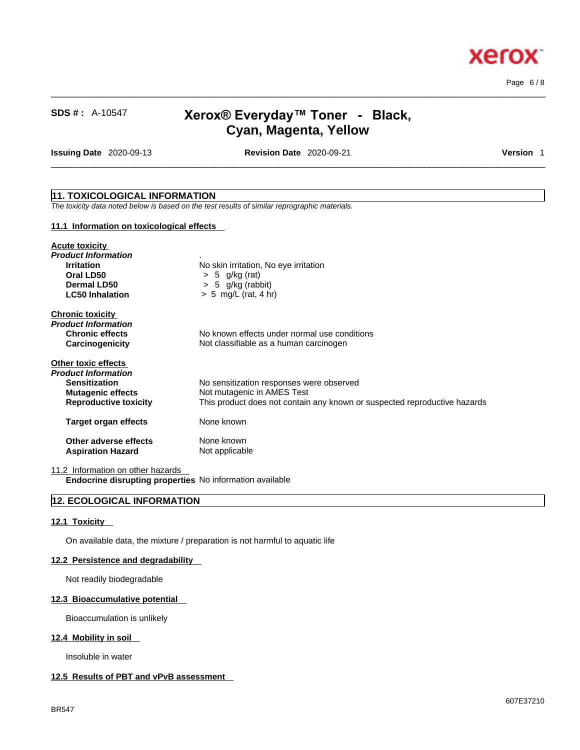**SDS # :** A-10547

# Xerox® Everyday™ Toner - Black, Cyan, Magenta, Yellow

**Issuing Date** 2020-09-13 **Revision Date** 2020-09-21 **Version** 1

## 11. TOXICOLOGICAL INFORMATION

*The toxicity data noted below is based on the test results of similar reprographic materials.*

### 11.1 Information on toxicological effects

**Acute toxicity**

*Product Information* .

| | |
|---|---|
| **Irritation** | No skin irritation, No eye irritation |
| **Oral LD50** | > 5 g/kg (rat) |
| **Dermal LD50** | > 5 g/kg (rabbit) |
| **LC50 Inhalation** | > 5 mg/L (rat, 4 hr) |

**Chronic toxicity**

*Product Information*

| | |
|---|---|
| **Chronic effects** | No known effects under normal use conditions |
| **Carcinogenicity** | Not classifiable as a human carcinogen |

**Other toxic effects**

*Product Information*

| | |
|---|---|
| **Sensitization** | No sensitization responses were observed |
| **Mutagenic effects** | Not mutagenic in AMES Test |
| **Reproductive toxicity** | This product does not contain any known or suspected reproductive hazards |
| **Target organ effects** | None known |
| **Other adverse effects** | None known |
| **Aspiration Hazard** | Not applicable |

### 11.2 Information on other hazards

**Endocrine disrupting properties** No information available

## 12. ECOLOGICAL INFORMATION

### 12.1 Toxicity

On available data, the mixture / preparation is not harmful to aquatic life

### 12.2 Persistence and degradability

Not readily biodegradable

### 12.3 Bioaccumulative potential

Bioaccumulation is unlikely

### 12.4 Mobility in soil

Insoluble in water

### 12.5 Results of PBT and vPvB assessment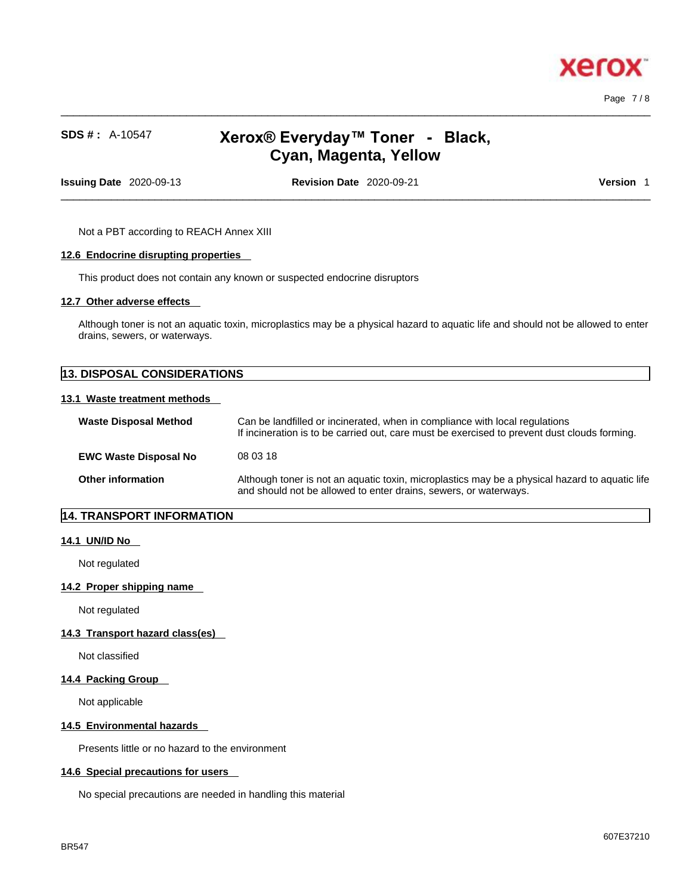Not a PBT according to REACH Annex XIII

### 12.6 Endocrine disrupting properties

This product does not contain any known or suspected endocrine disruptors

### 12.7 Other adverse effects

Although toner is not an aquatic toxin, microplastics may be a physical hazard to aquatic life and should not be allowed to enter drains, sewers, or waterways.

## 13. DISPOSAL CONSIDERATIONS

### 13.1 Waste treatment methods

| | |
|---|---|
| **Waste Disposal Method** | Can be landfilled or incinerated, when in compliance with local regulations<br>If incineration is to be carried out, care must be exercised to prevent dust clouds forming. |
| **EWC Waste Disposal No** | 08 03 18 |
| **Other information** | Although toner is not an aquatic toxin, microplastics may be a physical hazard to aquatic life and should not be allowed to enter drains, sewers, or waterways. |

## 14. TRANSPORT INFORMATION

### 14.1 UN/ID No

Not regulated

### 14.2 Proper shipping name

Not regulated

### 14.3 Transport hazard class(es)

Not classified

### 14.4 Packing Group

Not applicable

### 14.5 Environmental hazards

Presents little or no hazard to the environment

### 14.6 Special precautions for users

No special precautions are needed in handling this material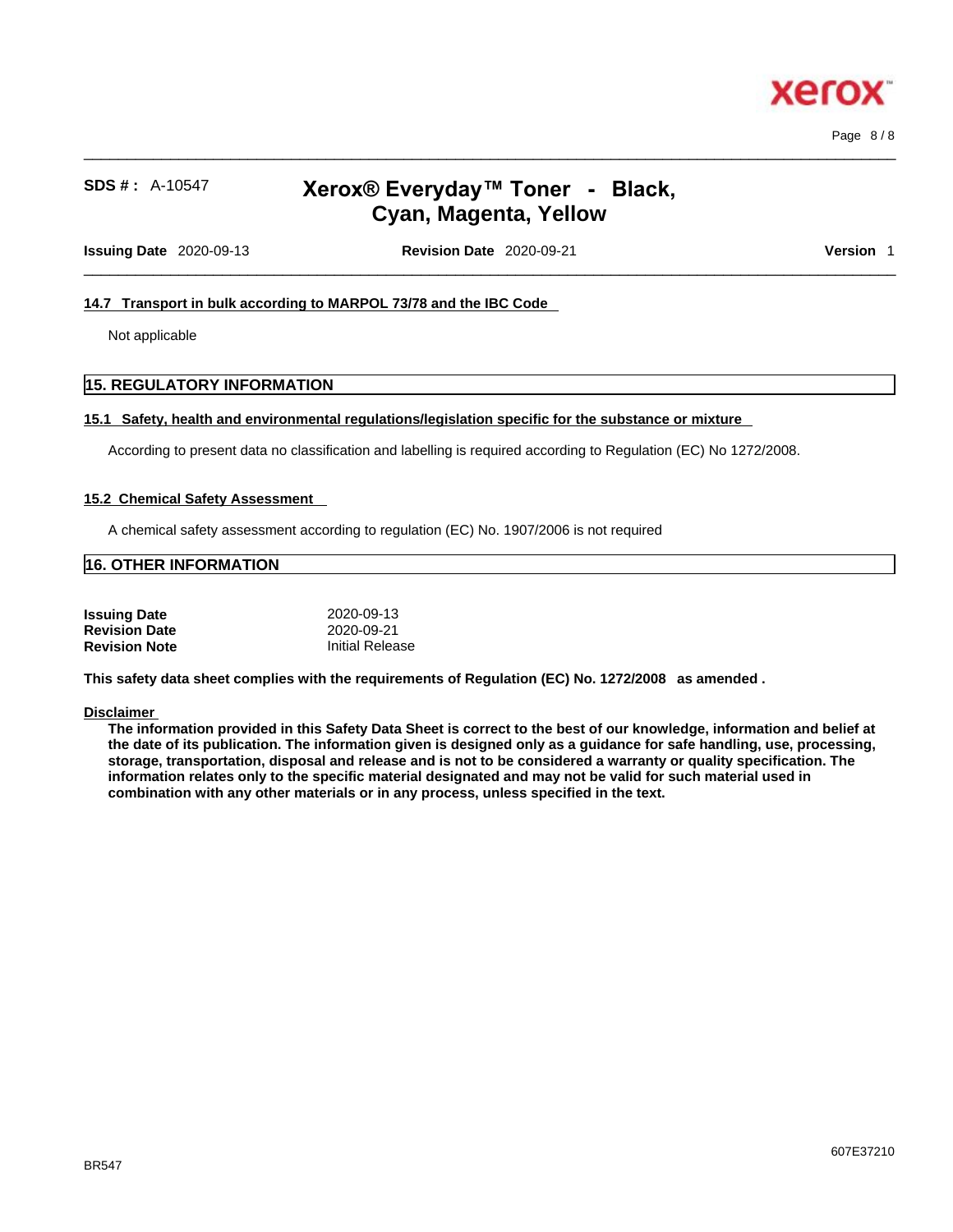#### 14.7 Transport in bulk according to MARPOL 73/78 and the IBC Code

Not applicable

## 15. REGULATORY INFORMATION

#### 15.1 Safety, health and environmental regulations/legislation specific for the substance or mixture

According to present data no classification and labelling is required according to Regulation (EC) No 1272/2008.

#### 15.2 Chemical Safety Assessment

A chemical safety assessment according to regulation (EC) No. 1907/2006 is not required

## 16. OTHER INFORMATION

| | |
|---|---|
| **Issuing Date** | 2020-09-13 |
| **Revision Date** | 2020-09-21 |
| **Revision Note** | Initial Release |

**This safety data sheet complies with the requirements of Regulation (EC) No. 1272/2008 as amended .**

**Disclaimer**

**The information provided in this Safety Data Sheet is correct to the best of our knowledge, information and belief at the date of its publication. The information given is designed only as a guidance for safe handling, use, processing, storage, transportation, disposal and release and is not to be considered a warranty or quality specification. The information relates only to the specific material designated and may not be valid for such material used in combination with any other materials or in any process, unless specified in the text.**